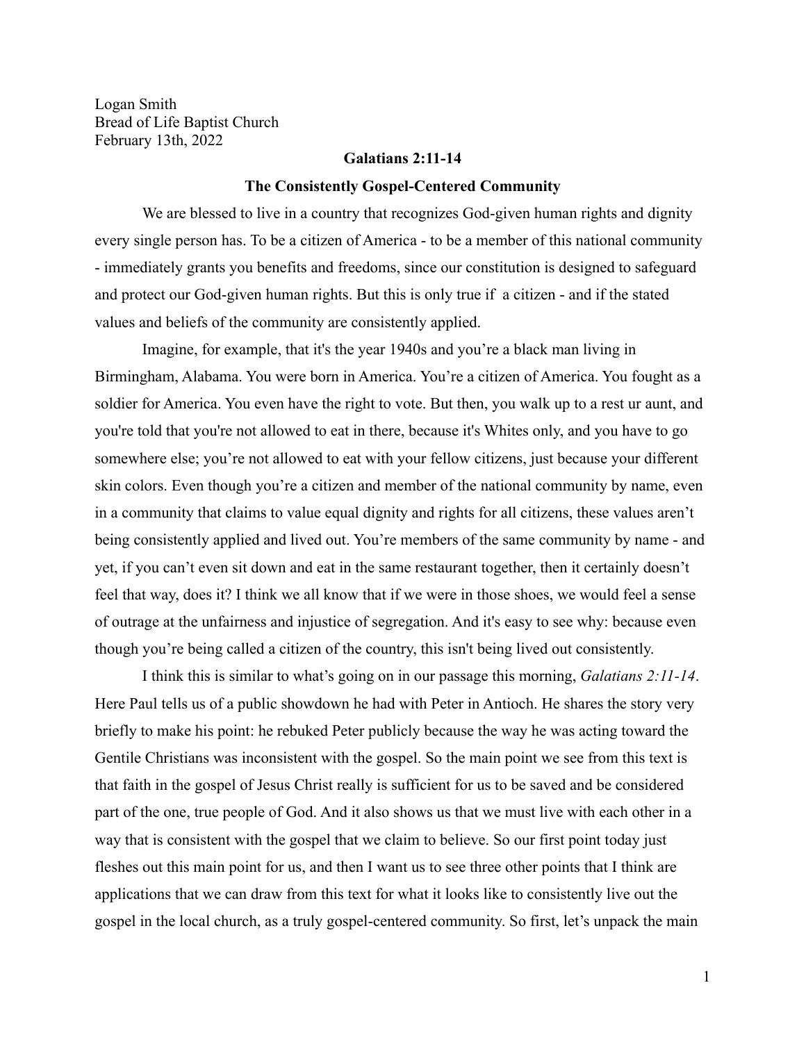Logan Smith  
Bread of Life Baptist Church  
February 13th, 2022

**Galatians 2:11-14**

**The Consistently Gospel-Centered Community**

We are blessed to live in a country that recognizes God-given human rights and dignity every single person has. To be a citizen of America - to be a member of this national community - immediately grants you benefits and freedoms, since our constitution is designed to safeguard and protect our God-given human rights. But this is only true if a citizen - and if the stated values and beliefs of the community are consistently applied.

Imagine, for example, that it's the year 1940s and you're a black man living in Birmingham, Alabama. You were born in America. You're a citizen of America. You fought as a soldier for America. You even have the right to vote. But then, you walk up to a rest ur aunt, and you're told that you're not allowed to eat in there, because it's Whites only, and you have to go somewhere else; you're not allowed to eat with your fellow citizens, just because your different skin colors. Even though you're a citizen and member of the national community by name, even in a community that claims to value equal dignity and rights for all citizens, these values aren't being consistently applied and lived out. You're members of the same community by name - and yet, if you can't even sit down and eat in the same restaurant together, then it certainly doesn't feel that way, does it? I think we all know that if we were in those shoes, we would feel a sense of outrage at the unfairness and injustice of segregation. And it's easy to see why: because even though you're being called a citizen of the country, this isn't being lived out consistently.

I think this is similar to what's going on in our passage this morning, *Galatians 2:11-14*. Here Paul tells us of a public showdown he had with Peter in Antioch. He shares the story very briefly to make his point: he rebuked Peter publicly because the way he was acting toward the Gentile Christians was inconsistent with the gospel. So the main point we see from this text is that faith in the gospel of Jesus Christ really is sufficient for us to be saved and be considered part of the one, true people of God. And it also shows us that we must live with each other in a way that is consistent with the gospel that we claim to believe. So our first point today just fleshes out this main point for us, and then I want us to see three other points that I think are applications that we can draw from this text for what it looks like to consistently live out the gospel in the local church, as a truly gospel-centered community. So first, let's unpack the main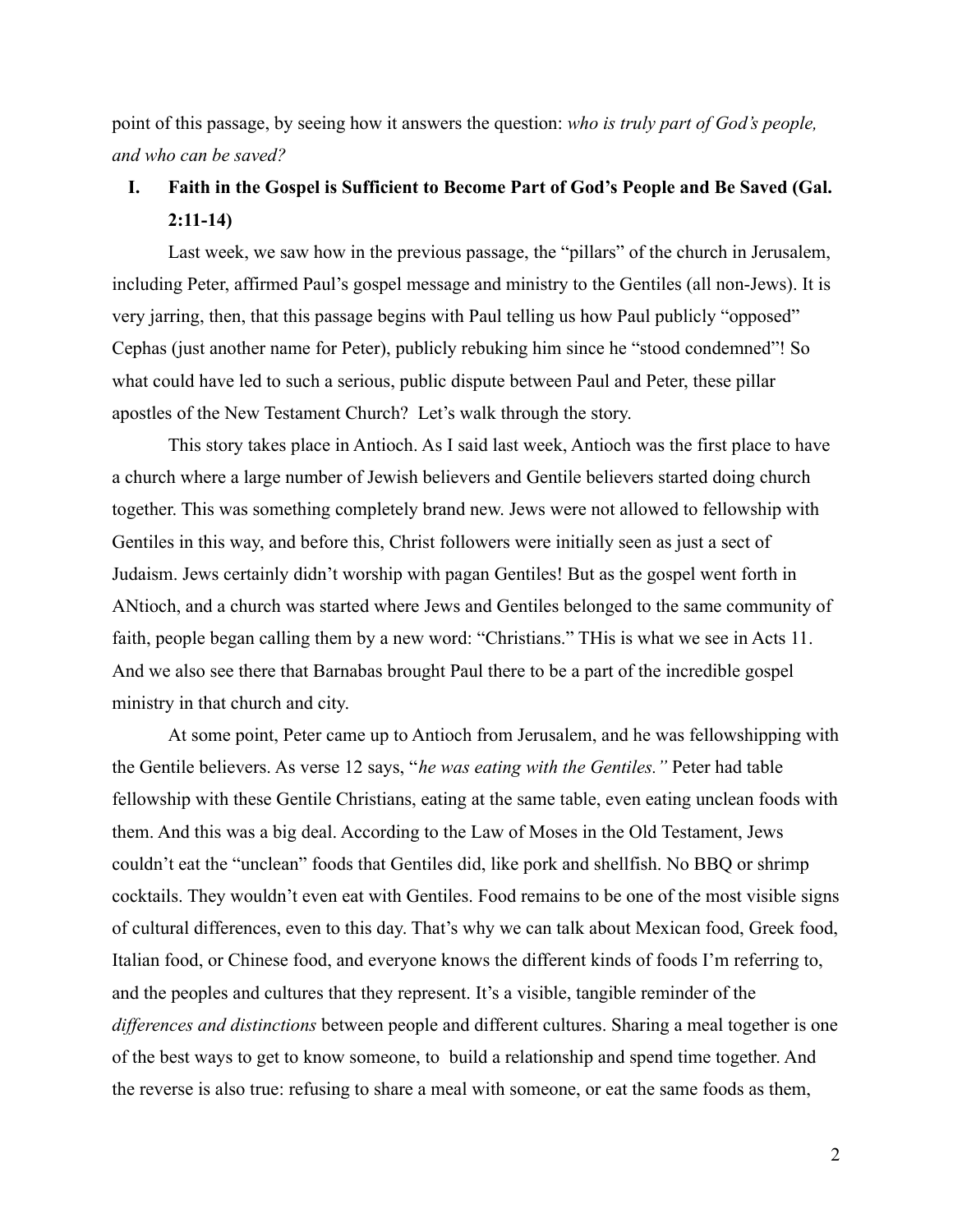point of this passage, by seeing how it answers the question: *who is truly part of God's people, and who can be saved?*

## I. Faith in the Gospel is Sufficient to Become Part of God's People and Be Saved (Gal. 2:11-14)

Last week, we saw how in the previous passage, the "pillars" of the church in Jerusalem, including Peter, affirmed Paul's gospel message and ministry to the Gentiles (all non-Jews). It is very jarring, then, that this passage begins with Paul telling us how Paul publicly "opposed" Cephas (just another name for Peter), publicly rebuking him since he "stood condemned"! So what could have led to such a serious, public dispute between Paul and Peter, these pillar apostles of the New Testament Church? Let's walk through the story.

This story takes place in Antioch. As I said last week, Antioch was the first place to have a church where a large number of Jewish believers and Gentile believers started doing church together. This was something completely brand new. Jews were not allowed to fellowship with Gentiles in this way, and before this, Christ followers were initially seen as just a sect of Judaism. Jews certainly didn't worship with pagan Gentiles! But as the gospel went forth in ANtioch, and a church was started where Jews and Gentiles belonged to the same community of faith, people began calling them by a new word: "Christians." THis is what we see in Acts 11. And we also see there that Barnabas brought Paul there to be a part of the incredible gospel ministry in that church and city.

At some point, Peter came up to Antioch from Jerusalem, and he was fellowshipping with the Gentile believers. As verse 12 says, "*he was eating with the Gentiles.*" Peter had table fellowship with these Gentile Christians, eating at the same table, even eating unclean foods with them. And this was a big deal. According to the Law of Moses in the Old Testament, Jews couldn't eat the "unclean" foods that Gentiles did, like pork and shellfish. No BBQ or shrimp cocktails. They wouldn't even eat with Gentiles. Food remains to be one of the most visible signs of cultural differences, even to this day. That's why we can talk about Mexican food, Greek food, Italian food, or Chinese food, and everyone knows the different kinds of foods I'm referring to, and the peoples and cultures that they represent. It's a visible, tangible reminder of the *differences and distinctions* between people and different cultures. Sharing a meal together is one of the best ways to get to know someone, to build a relationship and spend time together. And the reverse is also true: refusing to share a meal with someone, or eat the same foods as them,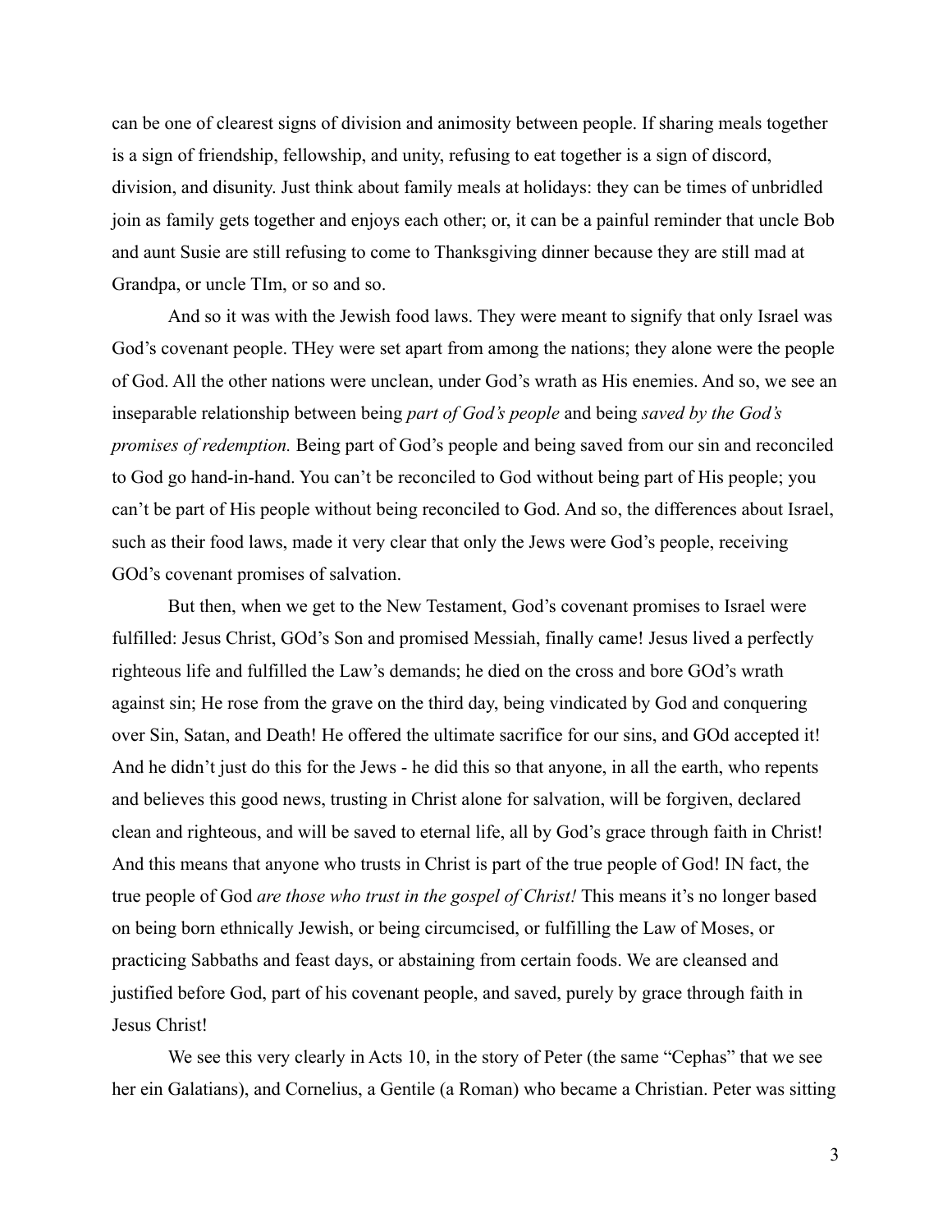can be one of clearest signs of division and animosity between people. If sharing meals together is a sign of friendship, fellowship, and unity, refusing to eat together is a sign of discord, division, and disunity. Just think about family meals at holidays: they can be times of unbridled join as family gets together and enjoys each other; or, it can be a painful reminder that uncle Bob and aunt Susie are still refusing to come to Thanksgiving dinner because they are still mad at Grandpa, or uncle TIm, or so and so.

And so it was with the Jewish food laws. They were meant to signify that only Israel was God's covenant people. THey were set apart from among the nations; they alone were the people of God. All the other nations were unclean, under God's wrath as His enemies. And so, we see an inseparable relationship between being *part of God's people* and being *saved by the God's promises of redemption.* Being part of God's people and being saved from our sin and reconciled to God go hand-in-hand. You can't be reconciled to God without being part of His people; you can't be part of His people without being reconciled to God. And so, the differences about Israel, such as their food laws, made it very clear that only the Jews were God's people, receiving GOd's covenant promises of salvation.

But then, when we get to the New Testament, God's covenant promises to Israel were fulfilled: Jesus Christ, GOd's Son and promised Messiah, finally came! Jesus lived a perfectly righteous life and fulfilled the Law's demands; he died on the cross and bore GOd's wrath against sin; He rose from the grave on the third day, being vindicated by God and conquering over Sin, Satan, and Death! He offered the ultimate sacrifice for our sins, and GOd accepted it! And he didn't just do this for the Jews - he did this so that anyone, in all the earth, who repents and believes this good news, trusting in Christ alone for salvation, will be forgiven, declared clean and righteous, and will be saved to eternal life, all by God's grace through faith in Christ! And this means that anyone who trusts in Christ is part of the true people of God! IN fact, the true people of God *are those who trust in the gospel of Christ!* This means it's no longer based on being born ethnically Jewish, or being circumcised, or fulfilling the Law of Moses, or practicing Sabbaths and feast days, or abstaining from certain foods. We are cleansed and justified before God, part of his covenant people, and saved, purely by grace through faith in Jesus Christ!

We see this very clearly in Acts 10, in the story of Peter (the same "Cephas" that we see her ein Galatians), and Cornelius, a Gentile (a Roman) who became a Christian. Peter was sitting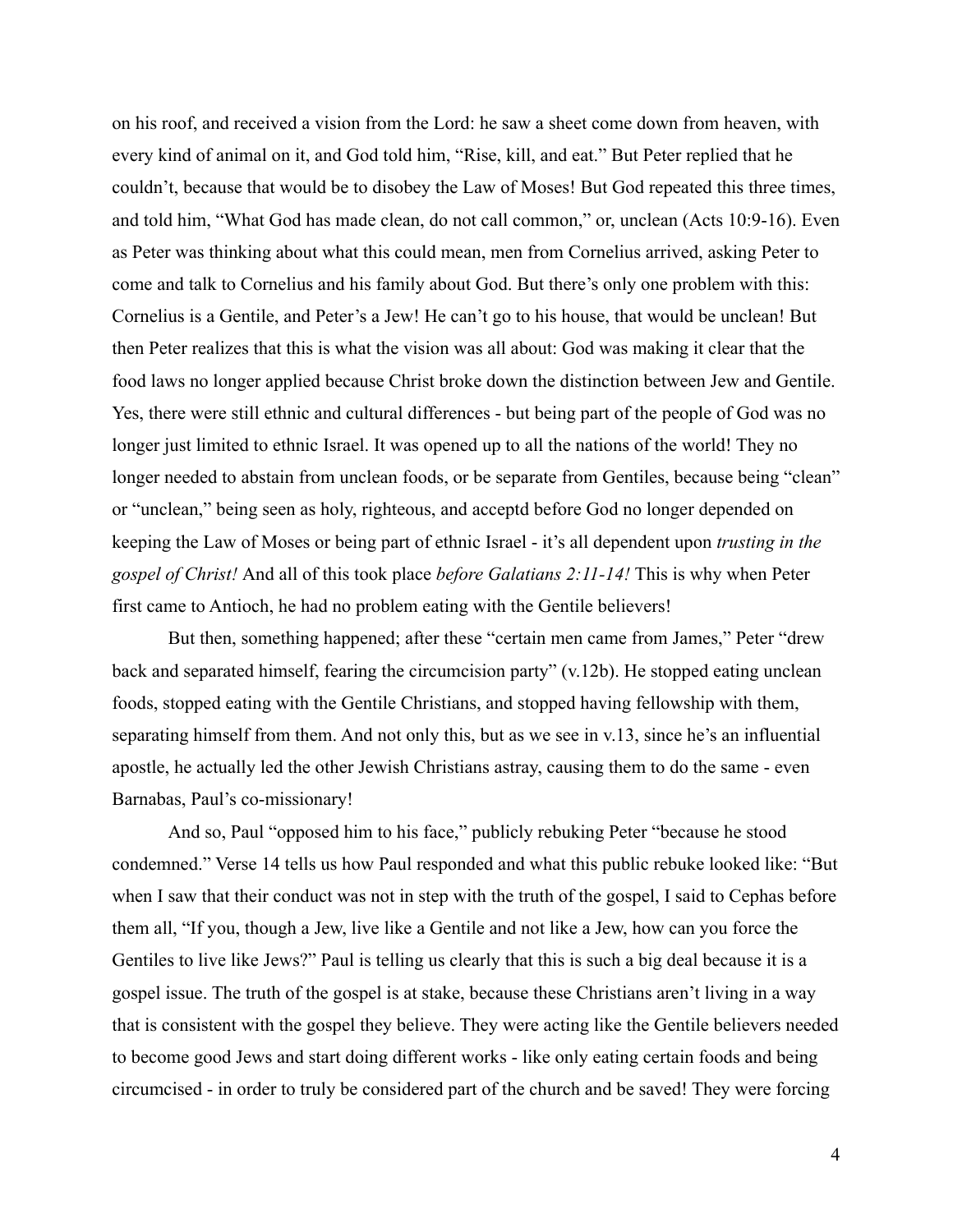on his roof, and received a vision from the Lord: he saw a sheet come down from heaven, with every kind of animal on it, and God told him, "Rise, kill, and eat." But Peter replied that he couldn't, because that would be to disobey the Law of Moses! But God repeated this three times, and told him, "What God has made clean, do not call common," or, unclean (Acts 10:9-16). Even as Peter was thinking about what this could mean, men from Cornelius arrived, asking Peter to come and talk to Cornelius and his family about God. But there's only one problem with this: Cornelius is a Gentile, and Peter's a Jew! He can't go to his house, that would be unclean! But then Peter realizes that this is what the vision was all about: God was making it clear that the food laws no longer applied because Christ broke down the distinction between Jew and Gentile. Yes, there were still ethnic and cultural differences - but being part of the people of God was no longer just limited to ethnic Israel. It was opened up to all the nations of the world! They no longer needed to abstain from unclean foods, or be separate from Gentiles, because being "clean" or "unclean," being seen as holy, righteous, and acceptd before God no longer depended on keeping the Law of Moses or being part of ethnic Israel - it's all dependent upon *trusting in the gospel of Christ!* And all of this took place *before Galatians 2:11-14!* This is why when Peter first came to Antioch, he had no problem eating with the Gentile believers!

But then, something happened; after these "certain men came from James," Peter "drew back and separated himself, fearing the circumcision party" (v.12b). He stopped eating unclean foods, stopped eating with the Gentile Christians, and stopped having fellowship with them, separating himself from them. And not only this, but as we see in v.13, since he's an influential apostle, he actually led the other Jewish Christians astray, causing them to do the same - even Barnabas, Paul's co-missionary!

And so, Paul "opposed him to his face," publicly rebuking Peter "because he stood condemned." Verse 14 tells us how Paul responded and what this public rebuke looked like: "But when I saw that their conduct was not in step with the truth of the gospel, I said to Cephas before them all, "If you, though a Jew, live like a Gentile and not like a Jew, how can you force the Gentiles to live like Jews?" Paul is telling us clearly that this is such a big deal because it is a gospel issue. The truth of the gospel is at stake, because these Christians aren't living in a way that is consistent with the gospel they believe. They were acting like the Gentile believers needed to become good Jews and start doing different works - like only eating certain foods and being circumcised - in order to truly be considered part of the church and be saved! They were forcing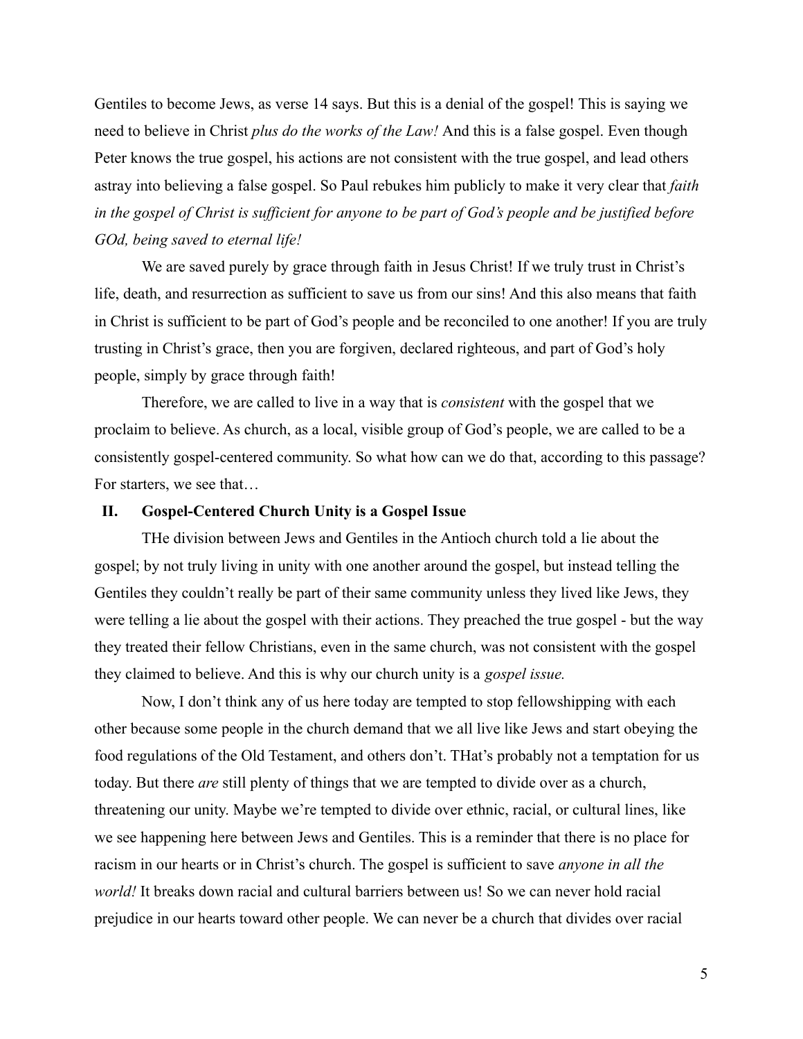Gentiles to become Jews, as verse 14 says. But this is a denial of the gospel! This is saying we need to believe in Christ *plus do the works of the Law!* And this is a false gospel. Even though Peter knows the true gospel, his actions are not consistent with the true gospel, and lead others astray into believing a false gospel. So Paul rebukes him publicly to make it very clear that *faith in the gospel of Christ is sufficient for anyone to be part of God's people and be justified before GOd, being saved to eternal life!*

We are saved purely by grace through faith in Jesus Christ! If we truly trust in Christ's life, death, and resurrection as sufficient to save us from our sins! And this also means that faith in Christ is sufficient to be part of God's people and be reconciled to one another! If you are truly trusting in Christ's grace, then you are forgiven, declared righteous, and part of God's holy people, simply by grace through faith!

Therefore, we are called to live in a way that is *consistent* with the gospel that we proclaim to believe. As church, as a local, visible group of God's people, we are called to be a consistently gospel-centered community. So what how can we do that, according to this passage? For starters, we see that…

## II. Gospel-Centered Church Unity is a Gospel Issue

THe division between Jews and Gentiles in the Antioch church told a lie about the gospel; by not truly living in unity with one another around the gospel, but instead telling the Gentiles they couldn't really be part of their same community unless they lived like Jews, they were telling a lie about the gospel with their actions. They preached the true gospel - but the way they treated their fellow Christians, even in the same church, was not consistent with the gospel they claimed to believe. And this is why our church unity is a *gospel issue.*

Now, I don't think any of us here today are tempted to stop fellowshipping with each other because some people in the church demand that we all live like Jews and start obeying the food regulations of the Old Testament, and others don't. THat's probably not a temptation for us today. But there *are* still plenty of things that we are tempted to divide over as a church, threatening our unity. Maybe we're tempted to divide over ethnic, racial, or cultural lines, like we see happening here between Jews and Gentiles. This is a reminder that there is no place for racism in our hearts or in Christ's church. The gospel is sufficient to save *anyone in all the world!* It breaks down racial and cultural barriers between us! So we can never hold racial prejudice in our hearts toward other people. We can never be a church that divides over racial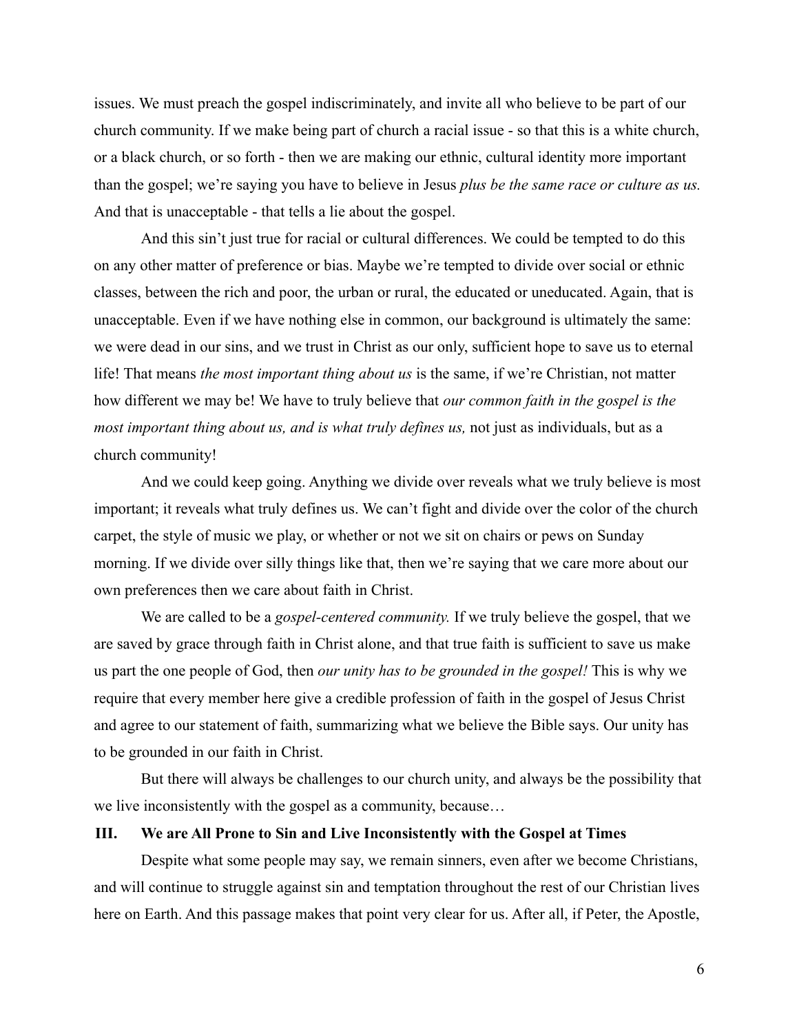issues. We must preach the gospel indiscriminately, and invite all who believe to be part of our church community. If we make being part of church a racial issue - so that this is a white church, or a black church, or so forth - then we are making our ethnic, cultural identity more important than the gospel; we're saying you have to believe in Jesus *plus be the same race or culture as us.* And that is unacceptable - that tells a lie about the gospel.

And this sin't just true for racial or cultural differences. We could be tempted to do this on any other matter of preference or bias. Maybe we're tempted to divide over social or ethnic classes, between the rich and poor, the urban or rural, the educated or uneducated. Again, that is unacceptable. Even if we have nothing else in common, our background is ultimately the same: we were dead in our sins, and we trust in Christ as our only, sufficient hope to save us to eternal life! That means *the most important thing about us* is the same, if we're Christian, not matter how different we may be! We have to truly believe that *our common faith in the gospel is the most important thing about us, and is what truly defines us,* not just as individuals, but as a church community!

And we could keep going. Anything we divide over reveals what we truly believe is most important; it reveals what truly defines us. We can't fight and divide over the color of the church carpet, the style of music we play, or whether or not we sit on chairs or pews on Sunday morning. If we divide over silly things like that, then we're saying that we care more about our own preferences then we care about faith in Christ.

We are called to be a *gospel-centered community.* If we truly believe the gospel, that we are saved by grace through faith in Christ alone, and that true faith is sufficient to save us make us part the one people of God, then *our unity has to be grounded in the gospel!* This is why we require that every member here give a credible profession of faith in the gospel of Jesus Christ and agree to our statement of faith, summarizing what we believe the Bible says. Our unity has to be grounded in our faith in Christ.

But there will always be challenges to our church unity, and always be the possibility that we live inconsistently with the gospel as a community, because…

## III. We are All Prone to Sin and Live Inconsistently with the Gospel at Times

Despite what some people may say, we remain sinners, even after we become Christians, and will continue to struggle against sin and temptation throughout the rest of our Christian lives here on Earth. And this passage makes that point very clear for us. After all, if Peter, the Apostle,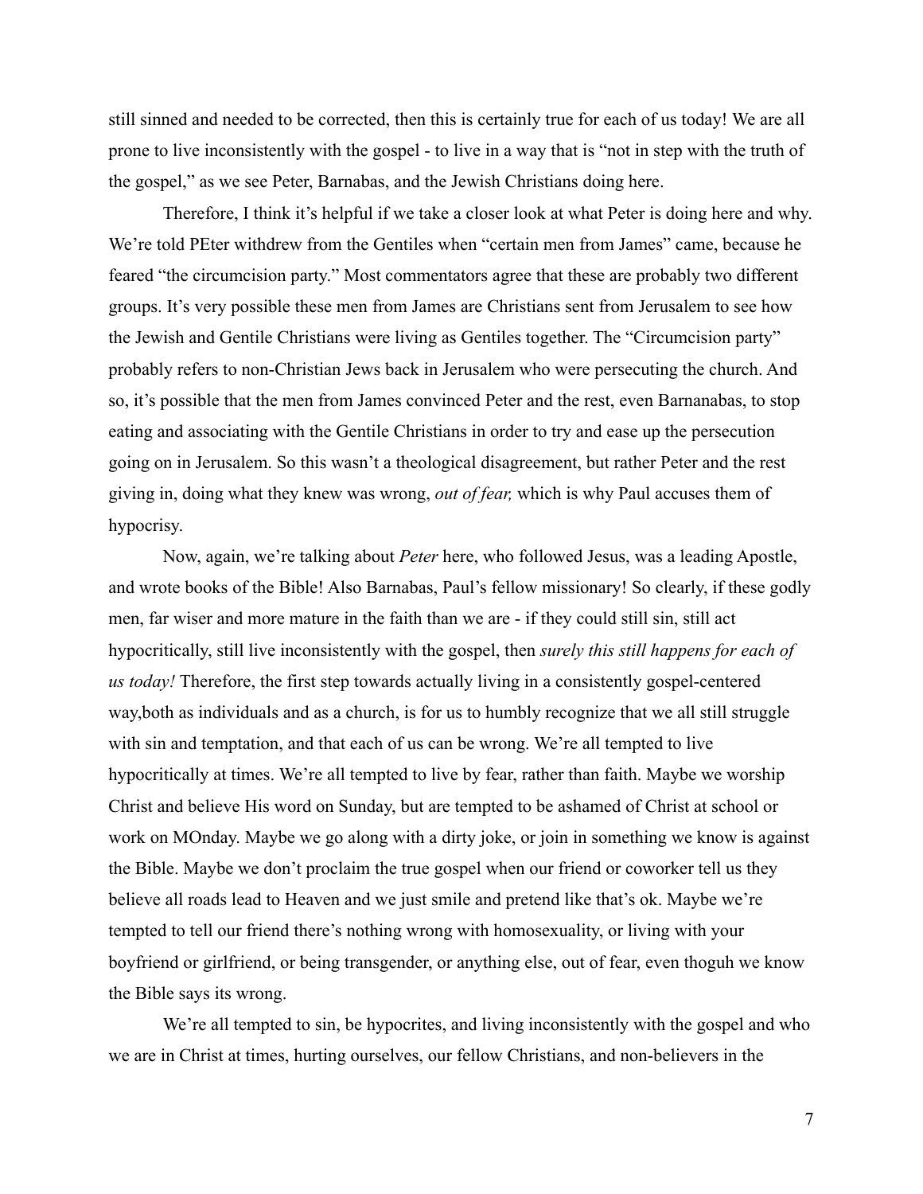still sinned and needed to be corrected, then this is certainly true for each of us today! We are all prone to live inconsistently with the gospel - to live in a way that is "not in step with the truth of the gospel," as we see Peter, Barnabas, and the Jewish Christians doing here.

Therefore, I think it's helpful if we take a closer look at what Peter is doing here and why. We're told PEter withdrew from the Gentiles when "certain men from James" came, because he feared "the circumcision party." Most commentators agree that these are probably two different groups. It's very possible these men from James are Christians sent from Jerusalem to see how the Jewish and Gentile Christians were living as Gentiles together. The "Circumcision party" probably refers to non-Christian Jews back in Jerusalem who were persecuting the church. And so, it's possible that the men from James convinced Peter and the rest, even Barnanabas, to stop eating and associating with the Gentile Christians in order to try and ease up the persecution going on in Jerusalem. So this wasn't a theological disagreement, but rather Peter and the rest giving in, doing what they knew was wrong, *out of fear,* which is why Paul accuses them of hypocrisy.

Now, again, we're talking about *Peter* here, who followed Jesus, was a leading Apostle, and wrote books of the Bible! Also Barnabas, Paul's fellow missionary! So clearly, if these godly men, far wiser and more mature in the faith than we are - if they could still sin, still act hypocritically, still live inconsistently with the gospel, then *surely this still happens for each of us today!* Therefore, the first step towards actually living in a consistently gospel-centered way,both as individuals and as a church, is for us to humbly recognize that we all still struggle with sin and temptation, and that each of us can be wrong. We're all tempted to live hypocritically at times. We're all tempted to live by fear, rather than faith. Maybe we worship Christ and believe His word on Sunday, but are tempted to be ashamed of Christ at school or work on MOnday. Maybe we go along with a dirty joke, or join in something we know is against the Bible. Maybe we don't proclaim the true gospel when our friend or coworker tell us they believe all roads lead to Heaven and we just smile and pretend like that's ok. Maybe we're tempted to tell our friend there's nothing wrong with homosexuality, or living with your boyfriend or girlfriend, or being transgender, or anything else, out of fear, even thoguh we know the Bible says its wrong.

We're all tempted to sin, be hypocrites, and living inconsistently with the gospel and who we are in Christ at times, hurting ourselves, our fellow Christians, and non-believers in the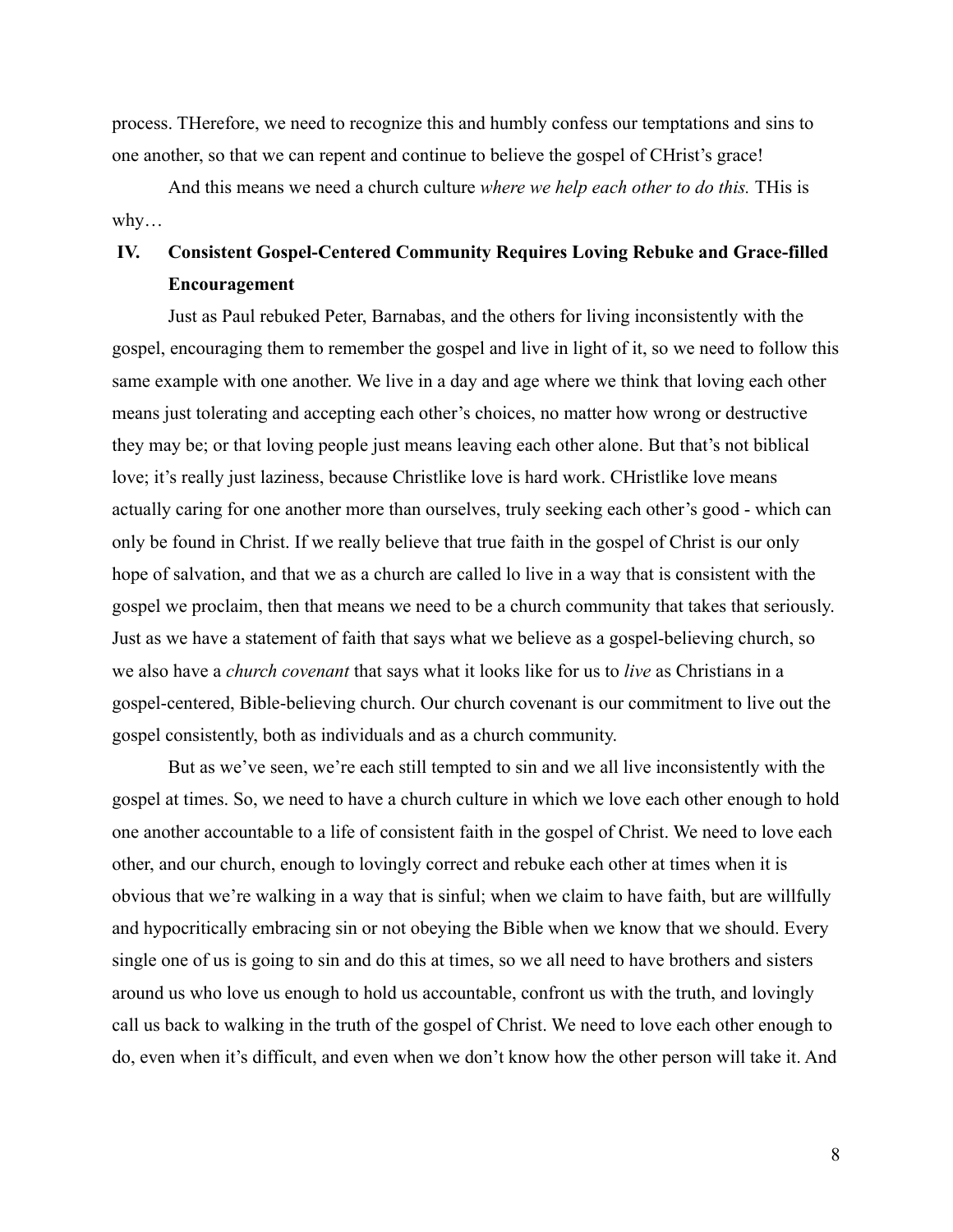process. THerefore, we need to recognize this and humbly confess our temptations and sins to one another, so that we can repent and continue to believe the gospel of CHrist's grace!

And this means we need a church culture *where we help each other to do this.* THis is why…

## IV. Consistent Gospel-Centered Community Requires Loving Rebuke and Grace-filled Encouragement

Just as Paul rebuked Peter, Barnabas, and the others for living inconsistently with the gospel, encouraging them to remember the gospel and live in light of it, so we need to follow this same example with one another. We live in a day and age where we think that loving each other means just tolerating and accepting each other's choices, no matter how wrong or destructive they may be; or that loving people just means leaving each other alone. But that's not biblical love; it's really just laziness, because Christlike love is hard work. CHristlike love means actually caring for one another more than ourselves, truly seeking each other's good - which can only be found in Christ. If we really believe that true faith in the gospel of Christ is our only hope of salvation, and that we as a church are called lo live in a way that is consistent with the gospel we proclaim, then that means we need to be a church community that takes that seriously. Just as we have a statement of faith that says what we believe as a gospel-believing church, so we also have a *church covenant* that says what it looks like for us to *live* as Christians in a gospel-centered, Bible-believing church. Our church covenant is our commitment to live out the gospel consistently, both as individuals and as a church community.

But as we've seen, we're each still tempted to sin and we all live inconsistently with the gospel at times. So, we need to have a church culture in which we love each other enough to hold one another accountable to a life of consistent faith in the gospel of Christ. We need to love each other, and our church, enough to lovingly correct and rebuke each other at times when it is obvious that we're walking in a way that is sinful; when we claim to have faith, but are willfully and hypocritically embracing sin or not obeying the Bible when we know that we should. Every single one of us is going to sin and do this at times, so we all need to have brothers and sisters around us who love us enough to hold us accountable, confront us with the truth, and lovingly call us back to walking in the truth of the gospel of Christ. We need to love each other enough to do, even when it's difficult, and even when we don't know how the other person will take it. And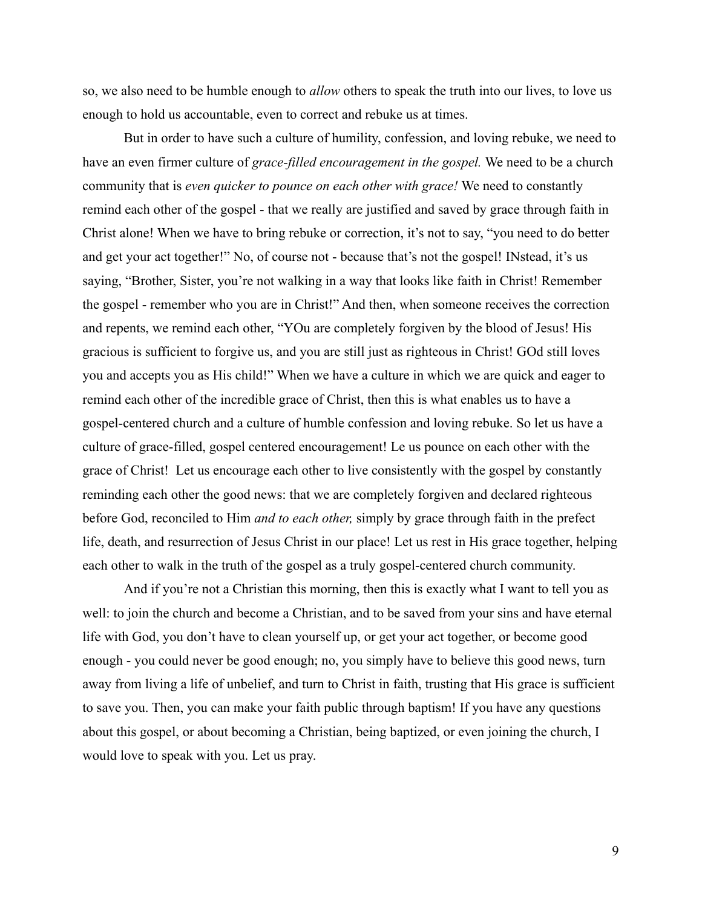so, we also need to be humble enough to *allow* others to speak the truth into our lives, to love us enough to hold us accountable, even to correct and rebuke us at times.

But in order to have such a culture of humility, confession, and loving rebuke, we need to have an even firmer culture of *grace-filled encouragement in the gospel.* We need to be a church community that is *even quicker to pounce on each other with grace!* We need to constantly remind each other of the gospel - that we really are justified and saved by grace through faith in Christ alone! When we have to bring rebuke or correction, it's not to say, "you need to do better and get your act together!" No, of course not - because that's not the gospel! INstead, it's us saying, "Brother, Sister, you're not walking in a way that looks like faith in Christ! Remember the gospel - remember who you are in Christ!" And then, when someone receives the correction and repents, we remind each other, "YOu are completely forgiven by the blood of Jesus! His gracious is sufficient to forgive us, and you are still just as righteous in Christ! GOd still loves you and accepts you as His child!" When we have a culture in which we are quick and eager to remind each other of the incredible grace of Christ, then this is what enables us to have a gospel-centered church and a culture of humble confession and loving rebuke. So let us have a culture of grace-filled, gospel centered encouragement! Le us pounce on each other with the grace of Christ! Let us encourage each other to live consistently with the gospel by constantly reminding each other the good news: that we are completely forgiven and declared righteous before God, reconciled to Him *and to each other,* simply by grace through faith in the prefect life, death, and resurrection of Jesus Christ in our place! Let us rest in His grace together, helping each other to walk in the truth of the gospel as a truly gospel-centered church community.

And if you're not a Christian this morning, then this is exactly what I want to tell you as well: to join the church and become a Christian, and to be saved from your sins and have eternal life with God, you don't have to clean yourself up, or get your act together, or become good enough - you could never be good enough; no, you simply have to believe this good news, turn away from living a life of unbelief, and turn to Christ in faith, trusting that His grace is sufficient to save you. Then, you can make your faith public through baptism! If you have any questions about this gospel, or about becoming a Christian, being baptized, or even joining the church, I would love to speak with you. Let us pray.